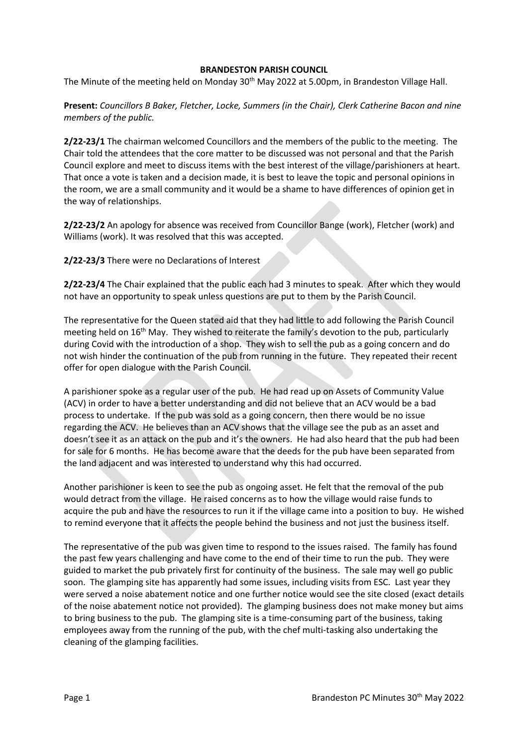**BRANDESTON PARISH COUNCIL**

The Minute of the meeting held on Monday 30th May 2022 at 5.00pm, in Brandeston Village Hall.

**Present:** *Councillors B Baker, Fletcher, Locke, Summers (in the Chair), Clerk Catherine Bacon and nine members of the public.*

**2/22-23/1** The chairman welcomed Councillors and the members of the public to the meeting. The Chair told the attendees that the core matter to be discussed was not personal and that the Parish Council explore and meet to discuss items with the best interest of the village/parishioners at heart. That once a vote is taken and a decision made, it is best to leave the topic and personal opinions in the room, we are a small community and it would be a shame to have differences of opinion get in the way of relationships.

**2/22-23/2** An apology for absence was received from Councillor Bange (work), Fletcher (work) and Williams (work). It was resolved that this was accepted.

**2/22-23/3** There were no Declarations of Interest

**2/22-23/4** The Chair explained that the public each had 3 minutes to speak. After which they would not have an opportunity to speak unless questions are put to them by the Parish Council.

The representative for the Queen stated aid that they had little to add following the Parish Council meeting held on 16th May. They wished to reiterate the family's devotion to the pub, particularly during Covid with the introduction of a shop. They wish to sell the pub as a going concern and do not wish hinder the continuation of the pub from running in the future. They repeated their recent offer for open dialogue with the Parish Council.

A parishioner spoke as a regular user of the pub. He had read up on Assets of Community Value (ACV) in order to have a better understanding and did not believe that an ACV would be a bad process to undertake. If the pub was sold as a going concern, then there would be no issue regarding the ACV. He believes than an ACV shows that the village see the pub as an asset and doesn't see it as an attack on the pub and it's the owners. He had also heard that the pub had been for sale for 6 months. He has become aware that the deeds for the pub have been separated from the land adjacent and was interested to understand why this had occurred.

Another parishioner is keen to see the pub as ongoing asset. He felt that the removal of the pub would detract from the village. He raised concerns as to how the village would raise funds to acquire the pub and have the resources to run it if the village came into a position to buy. He wished to remind everyone that it affects the people behind the business and not just the business itself.

The representative of the pub was given time to respond to the issues raised. The family has found the past few years challenging and have come to the end of their time to run the pub. They were guided to market the pub privately first for continuity of the business. The sale may well go public soon. The glamping site has apparently had some issues, including visits from ESC. Last year they were served a noise abatement notice and one further notice would see the site closed (exact details of the noise abatement notice not provided). The glamping business does not make money but aims to bring business to the pub. The glamping site is a time-consuming part of the business, taking employees away from the running of the pub, with the chef multi-tasking also undertaking the cleaning of the glamping facilities.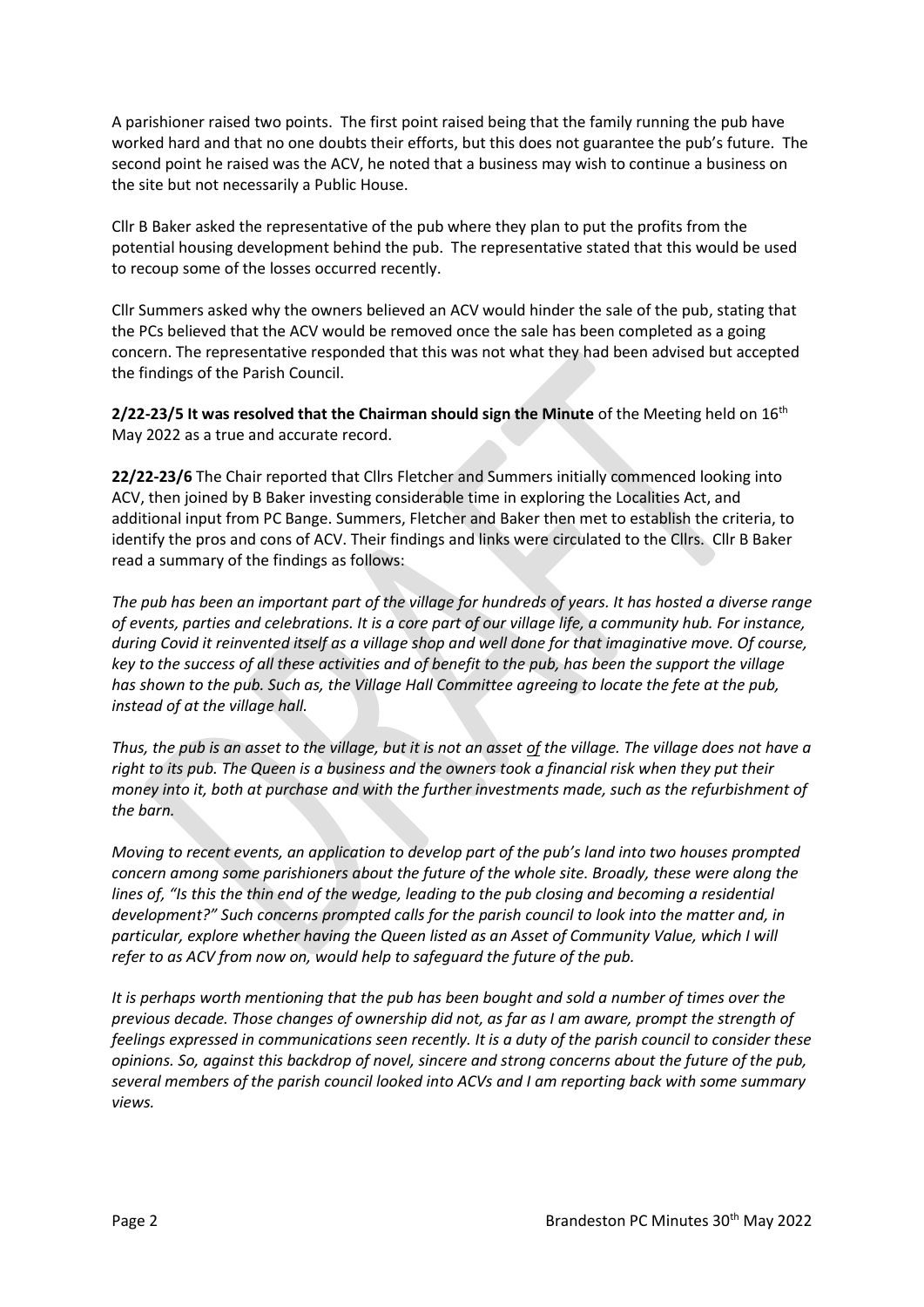A parishioner raised two points. The first point raised being that the family running the pub have worked hard and that no one doubts their efforts, but this does not guarantee the pub's future. The second point he raised was the ACV, he noted that a business may wish to continue a business on the site but not necessarily a Public House.

Cllr B Baker asked the representative of the pub where they plan to put the profits from the potential housing development behind the pub. The representative stated that this would be used to recoup some of the losses occurred recently.

Cllr Summers asked why the owners believed an ACV would hinder the sale of the pub, stating that the PCs believed that the ACV would be removed once the sale has been completed as a going concern. The representative responded that this was not what they had been advised but accepted the findings of the Parish Council.

**2/22-23/5 It was resolved that the Chairman should sign the Minute** of the Meeting held on 16th May 2022 as a true and accurate record.

**22/22-23/6** The Chair reported that Cllrs Fletcher and Summers initially commenced looking into ACV, then joined by B Baker investing considerable time in exploring the Localities Act, and additional input from PC Bange. Summers, Fletcher and Baker then met to establish the criteria, to identify the pros and cons of ACV. Their findings and links were circulated to the Cllrs. Cllr B Baker read a summary of the findings as follows:

*The pub has been an important part of the village for hundreds of years. It has hosted a diverse range of events, parties and celebrations. It is a core part of our village life, a community hub. For instance, during Covid it reinvented itself as a village shop and well done for that imaginative move. Of course, key to the success of all these activities and of benefit to the pub, has been the support the village has shown to the pub. Such as, the Village Hall Committee agreeing to locate the fete at the pub, instead of at the village hall.*

*Thus, the pub is an asset to the village, but it is not an asset <u>of</u> the village. The village does not have a right to its pub. The Queen is a business and the owners took a financial risk when they put their money into it, both at purchase and with the further investments made, such as the refurbishment of the barn.*

*Moving to recent events, an application to develop part of the pub's land into two houses prompted concern among some parishioners about the future of the whole site. Broadly, these were along the lines of, "Is this the thin end of the wedge, leading to the pub closing and becoming a residential development?" Such concerns prompted calls for the parish council to look into the matter and, in particular, explore whether having the Queen listed as an Asset of Community Value, which I will refer to as ACV from now on, would help to safeguard the future of the pub.*

*It is perhaps worth mentioning that the pub has been bought and sold a number of times over the previous decade. Those changes of ownership did not, as far as I am aware, prompt the strength of feelings expressed in communications seen recently. It is a duty of the parish council to consider these opinions. So, against this backdrop of novel, sincere and strong concerns about the future of the pub, several members of the parish council looked into ACVs and I am reporting back with some summary views.*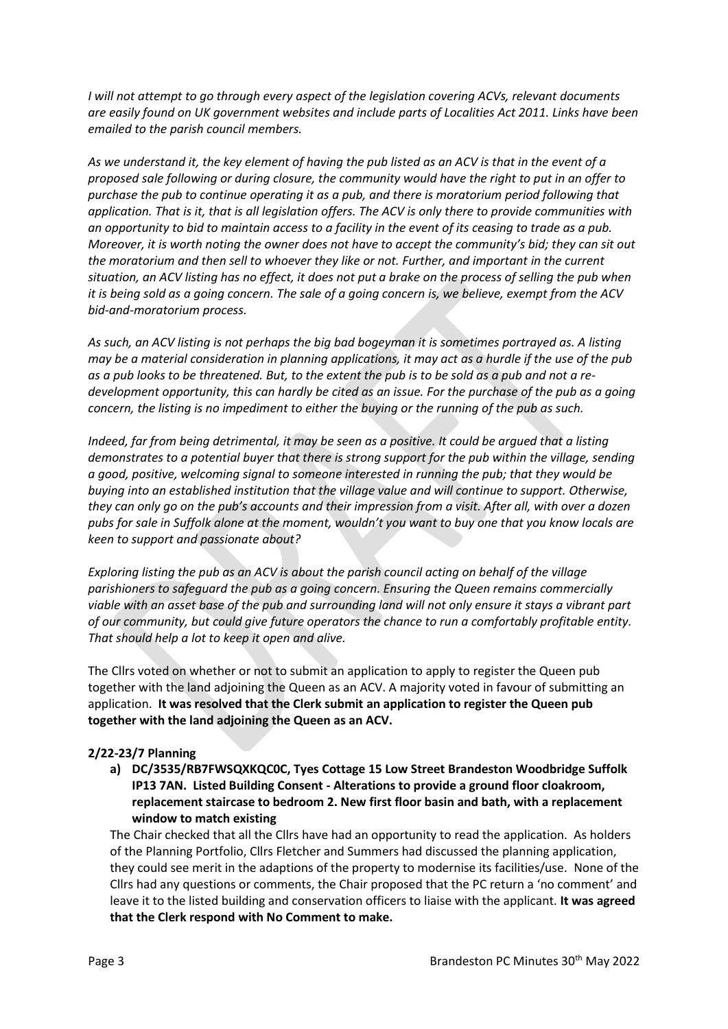*I will not attempt to go through every aspect of the legislation covering ACVs, relevant documents are easily found on UK government websites and include parts of Localities Act 2011. Links have been emailed to the parish council members.*

*As we understand it, the key element of having the pub listed as an ACV is that in the event of a proposed sale following or during closure, the community would have the right to put in an offer to purchase the pub to continue operating it as a pub, and there is moratorium period following that application. That is it, that is all legislation offers. The ACV is only there to provide communities with an opportunity to bid to maintain access to a facility in the event of its ceasing to trade as a pub. Moreover, it is worth noting the owner does not have to accept the community's bid; they can sit out the moratorium and then sell to whoever they like or not. Further, and important in the current situation, an ACV listing has no effect, it does not put a brake on the process of selling the pub when it is being sold as a going concern. The sale of a going concern is, we believe, exempt from the ACV bid-and-moratorium process.*

*As such, an ACV listing is not perhaps the big bad bogeyman it is sometimes portrayed as. A listing may be a material consideration in planning applications, it may act as a hurdle if the use of the pub as a pub looks to be threatened. But, to the extent the pub is to be sold as a pub and not a re-development opportunity, this can hardly be cited as an issue. For the purchase of the pub as a going concern, the listing is no impediment to either the buying or the running of the pub as such.*

*Indeed, far from being detrimental, it may be seen as a positive. It could be argued that a listing demonstrates to a potential buyer that there is strong support for the pub within the village, sending a good, positive, welcoming signal to someone interested in running the pub; that they would be buying into an established institution that the village value and will continue to support. Otherwise, they can only go on the pub's accounts and their impression from a visit. After all, with over a dozen pubs for sale in Suffolk alone at the moment, wouldn't you want to buy one that you know locals are keen to support and passionate about?*

*Exploring listing the pub as an ACV is about the parish council acting on behalf of the village parishioners to safeguard the pub as a going concern. Ensuring the Queen remains commercially viable with an asset base of the pub and surrounding land will not only ensure it stays a vibrant part of our community, but could give future operators the chance to run a comfortably profitable entity. That should help a lot to keep it open and alive.*

The Cllrs voted on whether or not to submit an application to apply to register the Queen pub together with the land adjoining the Queen as an ACV. A majority voted in favour of submitting an application. **It was resolved that the Clerk submit an application to register the Queen pub together with the land adjoining the Queen as an ACV.**

**2/22-23/7 Planning**

a) **DC/3535/RB7FWSQXKQC0C, Tyes Cottage 15 Low Street Brandeston Woodbridge Suffolk IP13 7AN. Listed Building Consent - Alterations to provide a ground floor cloakroom, replacement staircase to bedroom 2. New first floor basin and bath, with a replacement window to match existing**

The Chair checked that all the Cllrs have had an opportunity to read the application. As holders of the Planning Portfolio, Cllrs Fletcher and Summers had discussed the planning application, they could see merit in the adaptions of the property to modernise its facilities/use. None of the Cllrs had any questions or comments, the Chair proposed that the PC return a 'no comment' and leave it to the listed building and conservation officers to liaise with the applicant. **It was agreed that the Clerk respond with No Comment to make.**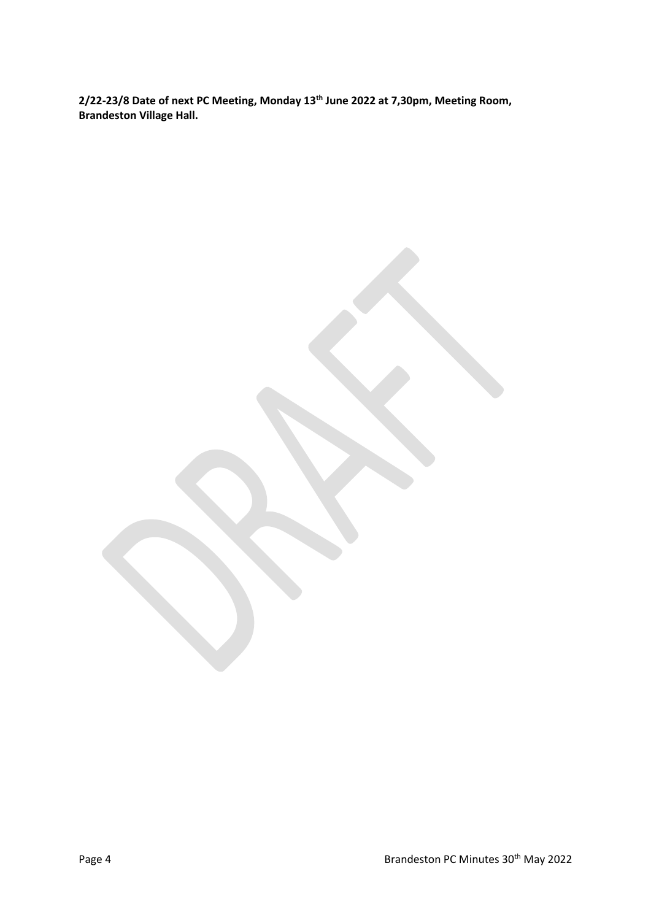**2/22-23/8 Date of next PC Meeting, Monday 13th June 2022 at 7,30pm, Meeting Room, Brandeston Village Hall.**